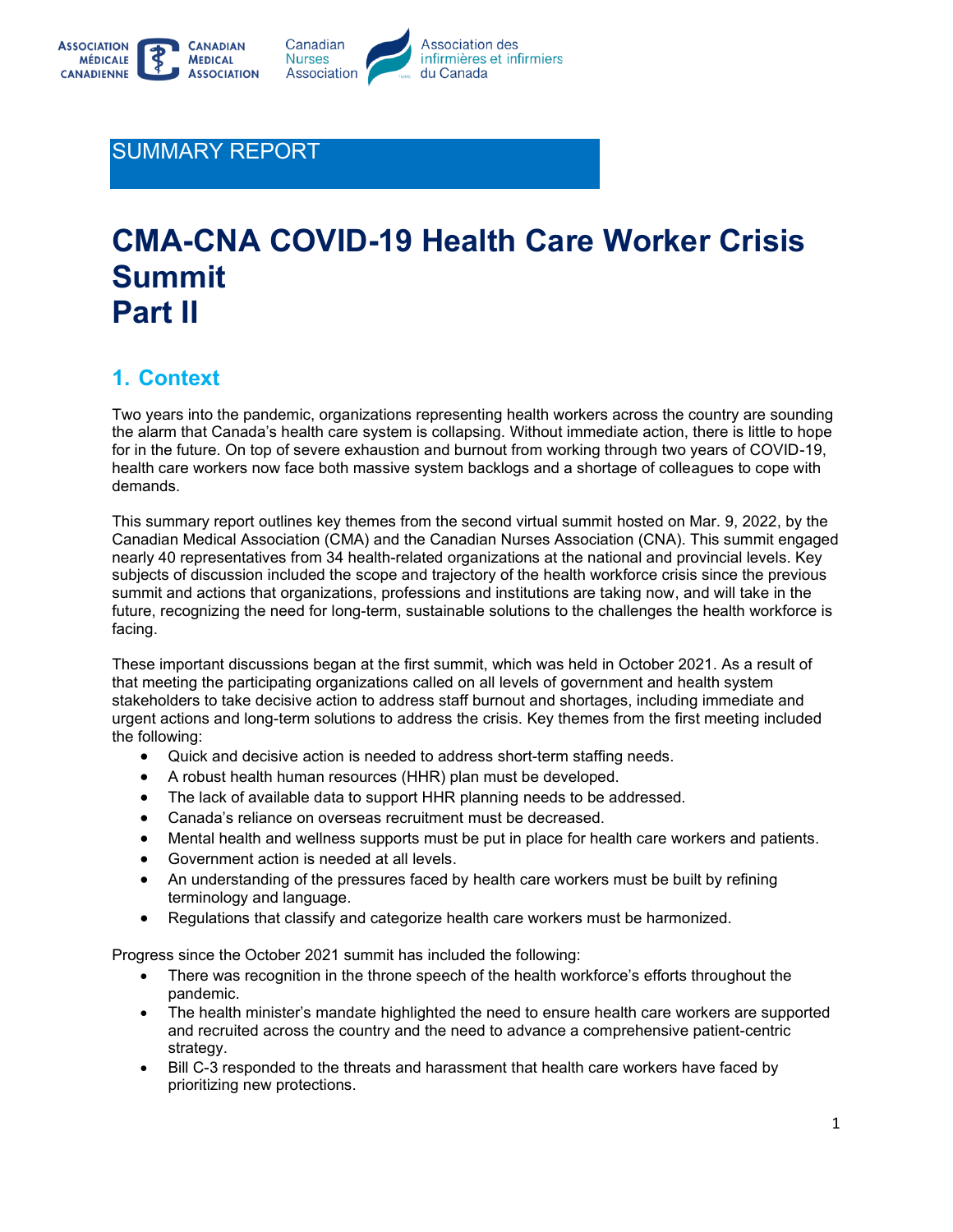SUMMARY REPORT

# CMA-CNA COVID-19 Health Care Worker Crisis Summit Part II

## 1. Context

Two years into the pandemic, organizations representing health workers across the country are sounding the alarm that Canada's health care system is collapsing. Without immediate action, there is little to hope for in the future. On top of severe exhaustion and burnout from working through two years of COVID-19, health care workers now face both massive system backlogs and a shortage of colleagues to cope with demands.

This summary report outlines key themes from the second virtual summit hosted on Mar. 9, 2022, by the Canadian Medical Association (CMA) and the Canadian Nurses Association (CNA). This summit engaged nearly 40 representatives from 34 health-related organizations at the national and provincial levels. Key subjects of discussion included the scope and trajectory of the health workforce crisis since the previous summit and actions that organizations, professions and institutions are taking now, and will take in the future, recognizing the need for long-term, sustainable solutions to the challenges the health workforce is facing.

These important discussions began at the first summit, which was held in October 2021. As a result of that meeting the participating organizations called on all levels of government and health system stakeholders to take decisive action to address staff burnout and shortages, including immediate and urgent actions and long-term solutions to address the crisis. Key themes from the first meeting included the following:

- Quick and decisive action is needed to address short-term staffing needs.
- A robust health human resources (HHR) plan must be developed.
- The lack of available data to support HHR planning needs to be addressed.
- Canada's reliance on overseas recruitment must be decreased.
- Mental health and wellness supports must be put in place for health care workers and patients.
- Government action is needed at all levels.
- An understanding of the pressures faced by health care workers must be built by refining terminology and language.
- Regulations that classify and categorize health care workers must be harmonized.

Progress since the October 2021 summit has included the following:

- There was recognition in the throne speech of the health workforce's efforts throughout the pandemic.
- The health minister's mandate highlighted the need to ensure health care workers are supported and recruited across the country and the need to advance a comprehensive patient-centric strategy.
- Bill C-3 responded to the threats and harassment that health care workers have faced by prioritizing new protections.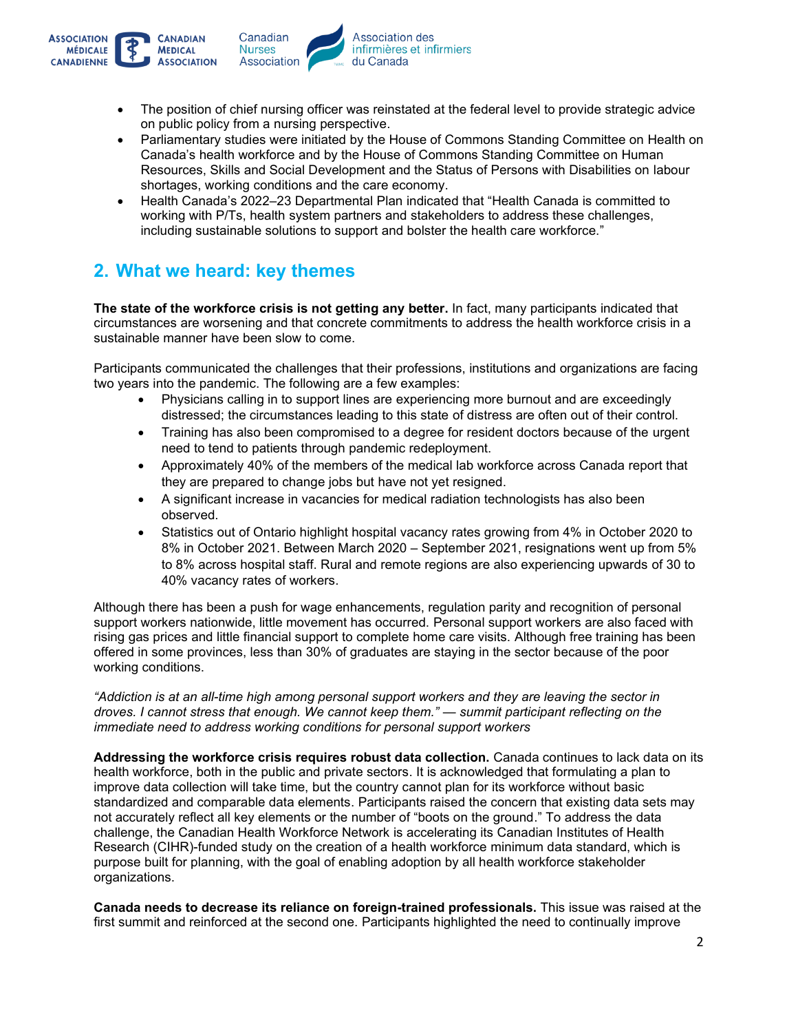- The position of chief nursing officer was reinstated at the federal level to provide strategic advice on public policy from a nursing perspective.
- Parliamentary studies were initiated by the House of Commons Standing Committee on Health on Canada's health workforce and by the House of Commons Standing Committee on Human Resources, Skills and Social Development and the Status of Persons with Disabilities on labour shortages, working conditions and the care economy.
- Health Canada's 2022–23 Departmental Plan indicated that "Health Canada is committed to working with P/Ts, health system partners and stakeholders to address these challenges, including sustainable solutions to support and bolster the health care workforce."

## 2. What we heard: key themes

**The state of the workforce crisis is not getting any better.** In fact, many participants indicated that circumstances are worsening and that concrete commitments to address the health workforce crisis in a sustainable manner have been slow to come.

Participants communicated the challenges that their professions, institutions and organizations are facing two years into the pandemic. The following are a few examples:

- Physicians calling in to support lines are experiencing more burnout and are exceedingly distressed; the circumstances leading to this state of distress are often out of their control.
- Training has also been compromised to a degree for resident doctors because of the urgent need to tend to patients through pandemic redeployment.
- Approximately 40% of the members of the medical lab workforce across Canada report that they are prepared to change jobs but have not yet resigned.
- A significant increase in vacancies for medical radiation technologists has also been observed.
- Statistics out of Ontario highlight hospital vacancy rates growing from 4% in October 2020 to 8% in October 2021. Between March 2020 – September 2021, resignations went up from 5% to 8% across hospital staff. Rural and remote regions are also experiencing upwards of 30 to 40% vacancy rates of workers.

Although there has been a push for wage enhancements, regulation parity and recognition of personal support workers nationwide, little movement has occurred. Personal support workers are also faced with rising gas prices and little financial support to complete home care visits. Although free training has been offered in some provinces, less than 30% of graduates are staying in the sector because of the poor working conditions.

*"Addiction is at an all-time high among personal support workers and they are leaving the sector in droves. I cannot stress that enough. We cannot keep them." — summit participant reflecting on the immediate need to address working conditions for personal support workers*

**Addressing the workforce crisis requires robust data collection.** Canada continues to lack data on its health workforce, both in the public and private sectors. It is acknowledged that formulating a plan to improve data collection will take time, but the country cannot plan for its workforce without basic standardized and comparable data elements. Participants raised the concern that existing data sets may not accurately reflect all key elements or the number of "boots on the ground." To address the data challenge, the Canadian Health Workforce Network is accelerating its Canadian Institutes of Health Research (CIHR)-funded study on the creation of a health workforce minimum data standard, which is purpose built for planning, with the goal of enabling adoption by all health workforce stakeholder organizations.

**Canada needs to decrease its reliance on foreign-trained professionals.** This issue was raised at the first summit and reinforced at the second one. Participants highlighted the need to continually improve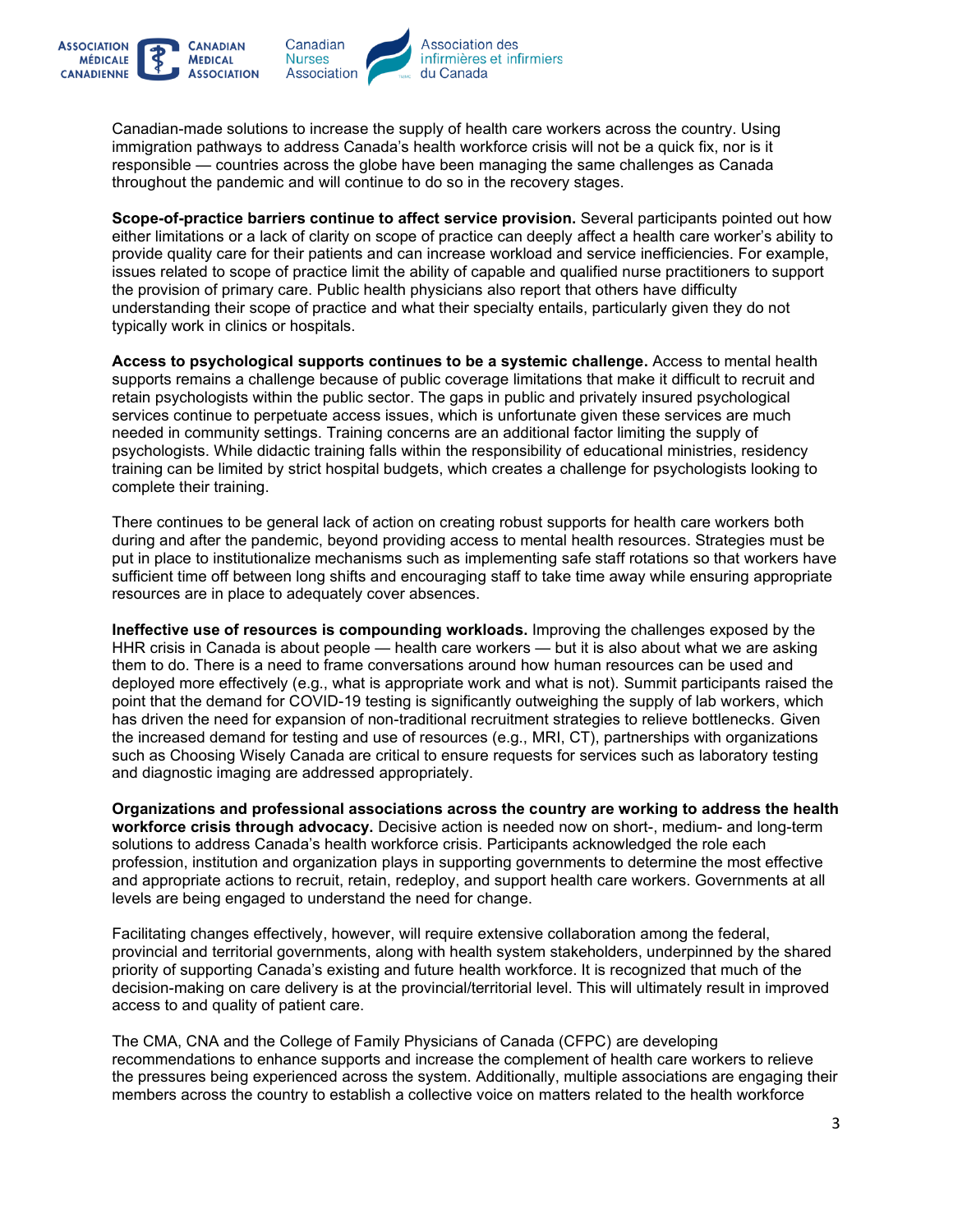Canadian-made solutions to increase the supply of health care workers across the country. Using immigration pathways to address Canada's health workforce crisis will not be a quick fix, nor is it responsible — countries across the globe have been managing the same challenges as Canada throughout the pandemic and will continue to do so in the recovery stages.

**Scope-of-practice barriers continue to affect service provision.** Several participants pointed out how either limitations or a lack of clarity on scope of practice can deeply affect a health care worker's ability to provide quality care for their patients and can increase workload and service inefficiencies. For example, issues related to scope of practice limit the ability of capable and qualified nurse practitioners to support the provision of primary care. Public health physicians also report that others have difficulty understanding their scope of practice and what their specialty entails, particularly given they do not typically work in clinics or hospitals.

**Access to psychological supports continues to be a systemic challenge.** Access to mental health supports remains a challenge because of public coverage limitations that make it difficult to recruit and retain psychologists within the public sector. The gaps in public and privately insured psychological services continue to perpetuate access issues, which is unfortunate given these services are much needed in community settings. Training concerns are an additional factor limiting the supply of psychologists. While didactic training falls within the responsibility of educational ministries, residency training can be limited by strict hospital budgets, which creates a challenge for psychologists looking to complete their training.

There continues to be general lack of action on creating robust supports for health care workers both during and after the pandemic, beyond providing access to mental health resources. Strategies must be put in place to institutionalize mechanisms such as implementing safe staff rotations so that workers have sufficient time off between long shifts and encouraging staff to take time away while ensuring appropriate resources are in place to adequately cover absences.

**Ineffective use of resources is compounding workloads.** Improving the challenges exposed by the HHR crisis in Canada is about people — health care workers — but it is also about what we are asking them to do. There is a need to frame conversations around how human resources can be used and deployed more effectively (e.g., what is appropriate work and what is not). Summit participants raised the point that the demand for COVID-19 testing is significantly outweighing the supply of lab workers, which has driven the need for expansion of non-traditional recruitment strategies to relieve bottlenecks. Given the increased demand for testing and use of resources (e.g., MRI, CT), partnerships with organizations such as Choosing Wisely Canada are critical to ensure requests for services such as laboratory testing and diagnostic imaging are addressed appropriately.

**Organizations and professional associations across the country are working to address the health workforce crisis through advocacy.** Decisive action is needed now on short-, medium- and long-term solutions to address Canada's health workforce crisis. Participants acknowledged the role each profession, institution and organization plays in supporting governments to determine the most effective and appropriate actions to recruit, retain, redeploy, and support health care workers. Governments at all levels are being engaged to understand the need for change.

Facilitating changes effectively, however, will require extensive collaboration among the federal, provincial and territorial governments, along with health system stakeholders, underpinned by the shared priority of supporting Canada's existing and future health workforce. It is recognized that much of the decision-making on care delivery is at the provincial/territorial level. This will ultimately result in improved access to and quality of patient care.

The CMA, CNA and the College of Family Physicians of Canada (CFPC) are developing recommendations to enhance supports and increase the complement of health care workers to relieve the pressures being experienced across the system. Additionally, multiple associations are engaging their members across the country to establish a collective voice on matters related to the health workforce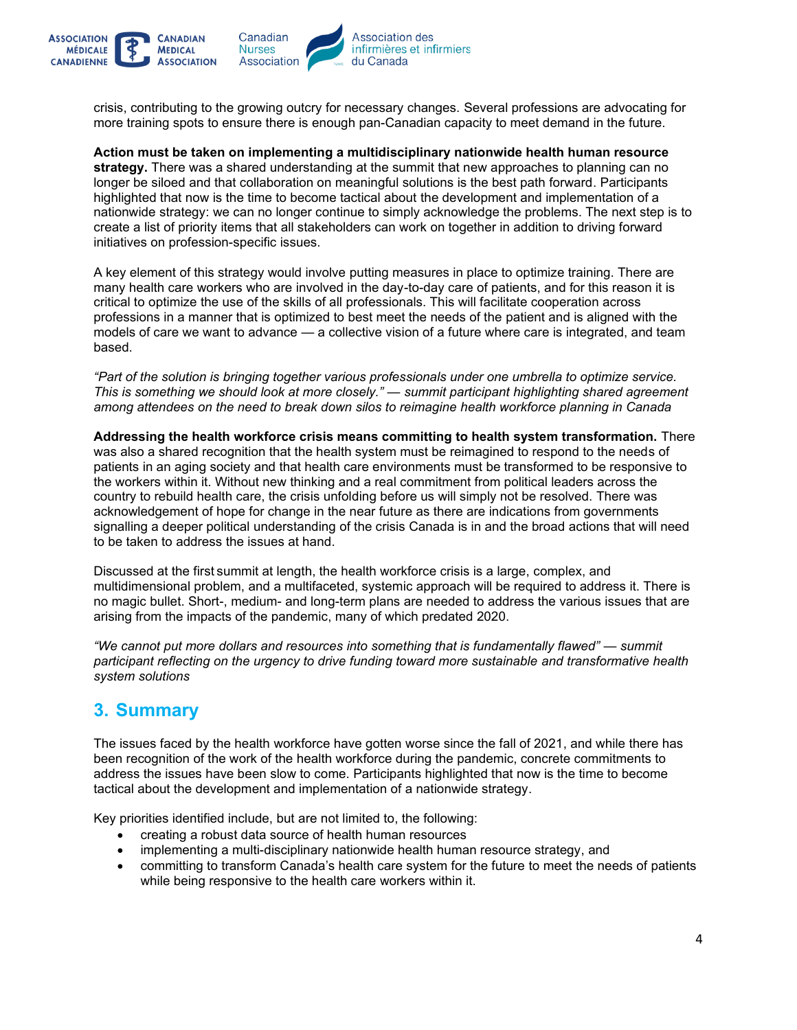crisis, contributing to the growing outcry for necessary changes. Several professions are advocating for more training spots to ensure there is enough pan-Canadian capacity to meet demand in the future.

**Action must be taken on implementing a multidisciplinary nationwide health human resource strategy.** There was a shared understanding at the summit that new approaches to planning can no longer be siloed and that collaboration on meaningful solutions is the best path forward. Participants highlighted that now is the time to become tactical about the development and implementation of a nationwide strategy: we can no longer continue to simply acknowledge the problems. The next step is to create a list of priority items that all stakeholders can work on together in addition to driving forward initiatives on profession-specific issues.

A key element of this strategy would involve putting measures in place to optimize training. There are many health care workers who are involved in the day-to-day care of patients, and for this reason it is critical to optimize the use of the skills of all professionals. This will facilitate cooperation across professions in a manner that is optimized to best meet the needs of the patient and is aligned with the models of care we want to advance — a collective vision of a future where care is integrated, and team based.

*"Part of the solution is bringing together various professionals under one umbrella to optimize service. This is something we should look at more closely." — summit participant highlighting shared agreement among attendees on the need to break down silos to reimagine health workforce planning in Canada*

**Addressing the health workforce crisis means committing to health system transformation.** There was also a shared recognition that the health system must be reimagined to respond to the needs of patients in an aging society and that health care environments must be transformed to be responsive to the workers within it. Without new thinking and a real commitment from political leaders across the country to rebuild health care, the crisis unfolding before us will simply not be resolved. There was acknowledgement of hope for change in the near future as there are indications from governments signalling a deeper political understanding of the crisis Canada is in and the broad actions that will need to be taken to address the issues at hand.

Discussed at the first summit at length, the health workforce crisis is a large, complex, and multidimensional problem, and a multifaceted, systemic approach will be required to address it. There is no magic bullet. Short-, medium- and long-term plans are needed to address the various issues that are arising from the impacts of the pandemic, many of which predated 2020.

*"We cannot put more dollars and resources into something that is fundamentally flawed" — summit participant reflecting on the urgency to drive funding toward more sustainable and transformative health system solutions*

## 3. Summary

The issues faced by the health workforce have gotten worse since the fall of 2021, and while there has been recognition of the work of the health workforce during the pandemic, concrete commitments to address the issues have been slow to come. Participants highlighted that now is the time to become tactical about the development and implementation of a nationwide strategy.

Key priorities identified include, but are not limited to, the following:

- creating a robust data source of health human resources
- implementing a multi-disciplinary nationwide health human resource strategy, and
- committing to transform Canada's health care system for the future to meet the needs of patients while being responsive to the health care workers within it.